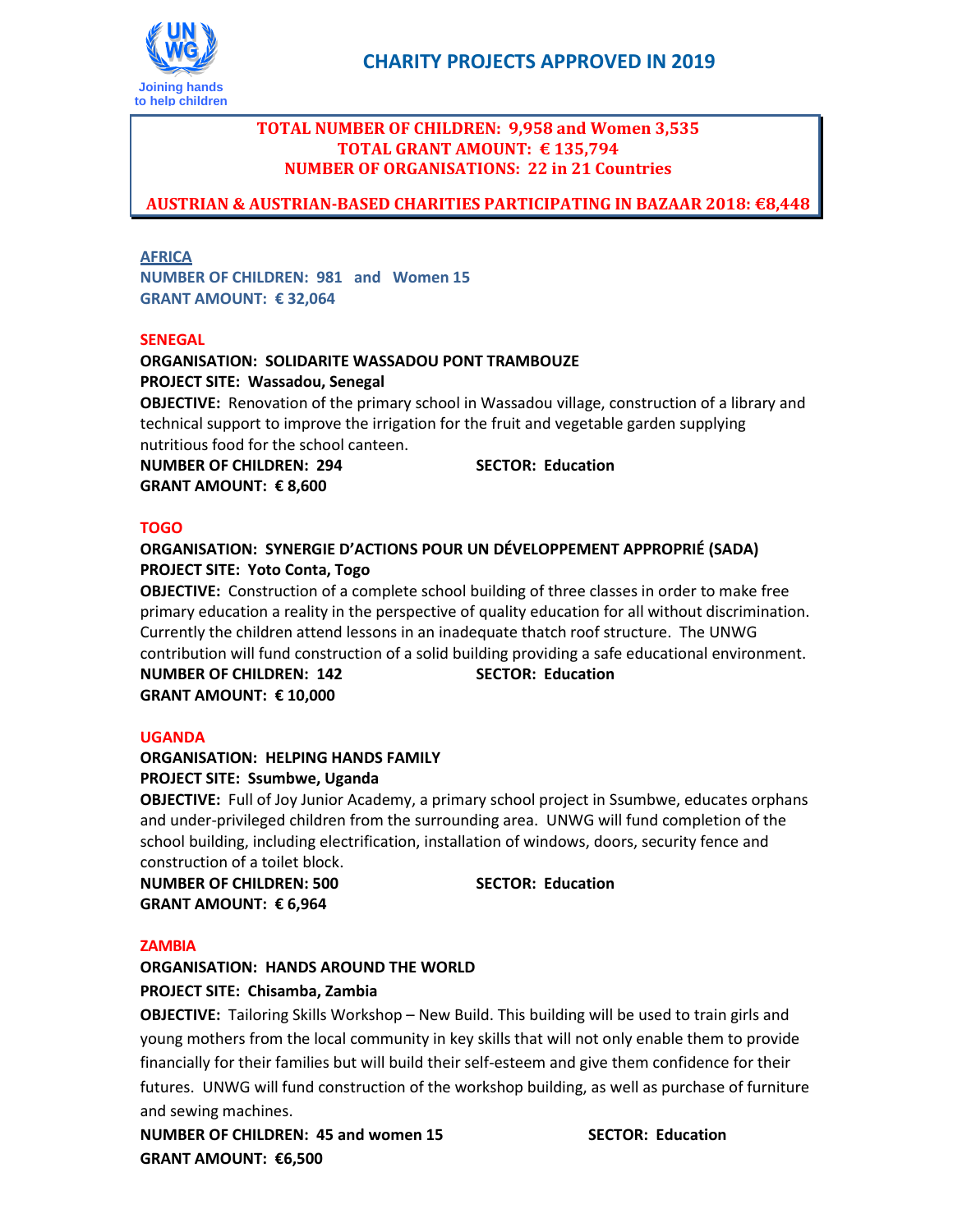Joining hands to help children

# CHARITY PROJECTS APPROVED IN 2019

**TOTAL NUMBER OF CHILDREN: 9,958 and Women 3,535**
**TOTAL GRANT AMOUNT: € 135,794**
**NUMBER OF ORGANISATIONS: 22 in 21 Countries**

**AUSTRIAN & AUSTRIAN-BASED CHARITIES PARTICIPATING IN BAZAAR 2018: €8,448**

## AFRICA

**NUMBER OF CHILDREN: 981 and Women 15**
**GRANT AMOUNT: € 32,064**

### SENEGAL

**ORGANISATION: SOLIDARITE WASSADOU PONT TRAMBOUZE**
**PROJECT SITE: Wassadou, Senegal**
**OBJECTIVE:** Renovation of the primary school in Wassadou village, construction of a library and technical support to improve the irrigation for the fruit and vegetable garden supplying nutritious food for the school canteen.
**NUMBER OF CHILDREN: 294** **SECTOR: Education**
**GRANT AMOUNT: € 8,600**

### TOGO

**ORGANISATION: SYNERGIE D'ACTIONS POUR UN DÉVELOPPEMENT APPROPRIÉ (SADA)**
**PROJECT SITE: Yoto Conta, Togo**
**OBJECTIVE:** Construction of a complete school building of three classes in order to make free primary education a reality in the perspective of quality education for all without discrimination. Currently the children attend lessons in an inadequate thatch roof structure. The UNWG contribution will fund construction of a solid building providing a safe educational environment.
**NUMBER OF CHILDREN: 142** **SECTOR: Education**
**GRANT AMOUNT: € 10,000**

### UGANDA

**ORGANISATION: HELPING HANDS FAMILY**
**PROJECT SITE: Ssumbwe, Uganda**
**OBJECTIVE:** Full of Joy Junior Academy, a primary school project in Ssumbwe, educates orphans and under-privileged children from the surrounding area. UNWG will fund completion of the school building, including electrification, installation of windows, doors, security fence and construction of a toilet block.
**NUMBER OF CHILDREN: 500** **SECTOR: Education**
**GRANT AMOUNT: € 6,964**

### ZAMBIA

**ORGANISATION: HANDS AROUND THE WORLD**
**PROJECT SITE: Chisamba, Zambia**
**OBJECTIVE:** Tailoring Skills Workshop – New Build. This building will be used to train girls and young mothers from the local community in key skills that will not only enable them to provide financially for their families but will build their self-esteem and give them confidence for their futures. UNWG will fund construction of the workshop building, as well as purchase of furniture and sewing machines.
**NUMBER OF CHILDREN: 45 and women 15** **SECTOR: Education**
**GRANT AMOUNT: €6,500**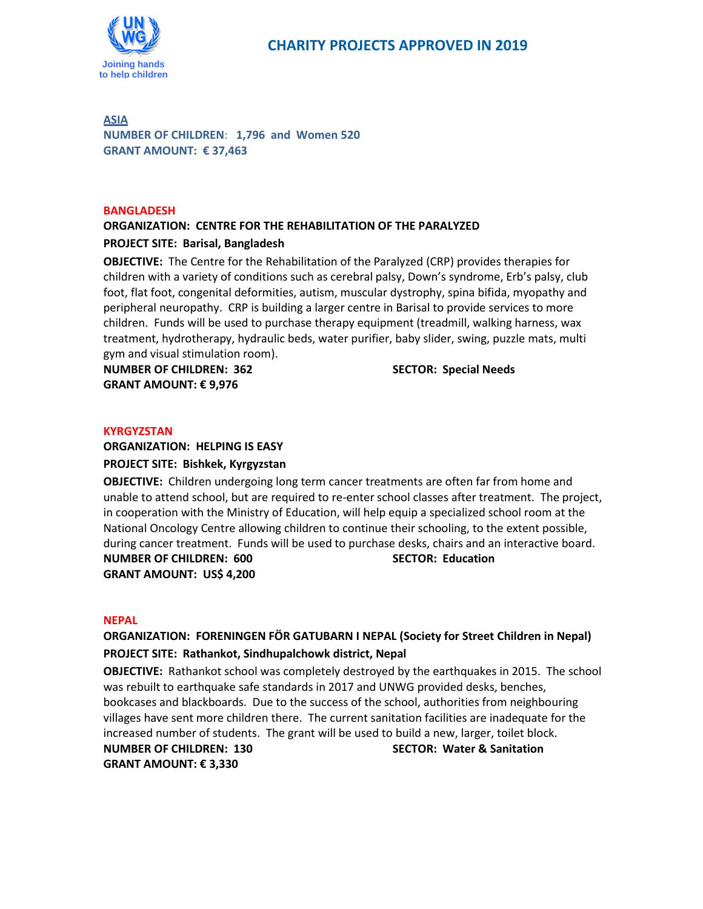Joining hands to help children

# CHARITY PROJECTS APPROVED IN 2019

## ASIA

**NUMBER OF CHILDREN: 1,796 and Women 520**
**GRANT AMOUNT: € 37,463**

### BANGLADESH

**ORGANIZATION: CENTRE FOR THE REHABILITATION OF THE PARALYZED**

**PROJECT SITE: Barisal, Bangladesh**

**OBJECTIVE:** The Centre for the Rehabilitation of the Paralyzed (CRP) provides therapies for children with a variety of conditions such as cerebral palsy, Down's syndrome, Erb's palsy, club foot, flat foot, congenital deformities, autism, muscular dystrophy, spina bifida, myopathy and peripheral neuropathy. CRP is building a larger centre in Barisal to provide services to more children. Funds will be used to purchase therapy equipment (treadmill, walking harness, wax treatment, hydrotherapy, hydraulic beds, water purifier, baby slider, swing, puzzle mats, multi gym and visual stimulation room).

**NUMBER OF CHILDREN: 362** **SECTOR: Special Needs**
**GRANT AMOUNT: € 9,976**

### KYRGYZSTAN

**ORGANIZATION: HELPING IS EASY**

**PROJECT SITE: Bishkek, Kyrgyzstan**

**OBJECTIVE:** Children undergoing long term cancer treatments are often far from home and unable to attend school, but are required to re-enter school classes after treatment. The project, in cooperation with the Ministry of Education, will help equip a specialized school room at the National Oncology Centre allowing children to continue their schooling, to the extent possible, during cancer treatment. Funds will be used to purchase desks, chairs and an interactive board.

**NUMBER OF CHILDREN: 600** **SECTOR: Education**
**GRANT AMOUNT: US$ 4,200**

### NEPAL

**ORGANIZATION: FÖRENINGEN FÖR GATUBARN I NEPAL (Society for Street Children in Nepal)**

**PROJECT SITE: Rathankot, Sindhupalchowk district, Nepal**

**OBJECTIVE:** Rathankot school was completely destroyed by the earthquakes in 2015. The school was rebuilt to earthquake safe standards in 2017 and UNWG provided desks, benches, bookcases and blackboards. Due to the success of the school, authorities from neighbouring villages have sent more children there. The current sanitation facilities are inadequate for the increased number of students. The grant will be used to build a new, larger, toilet block.

**NUMBER OF CHILDREN: 130** **SECTOR: Water & Sanitation**
**GRANT AMOUNT: € 3,330**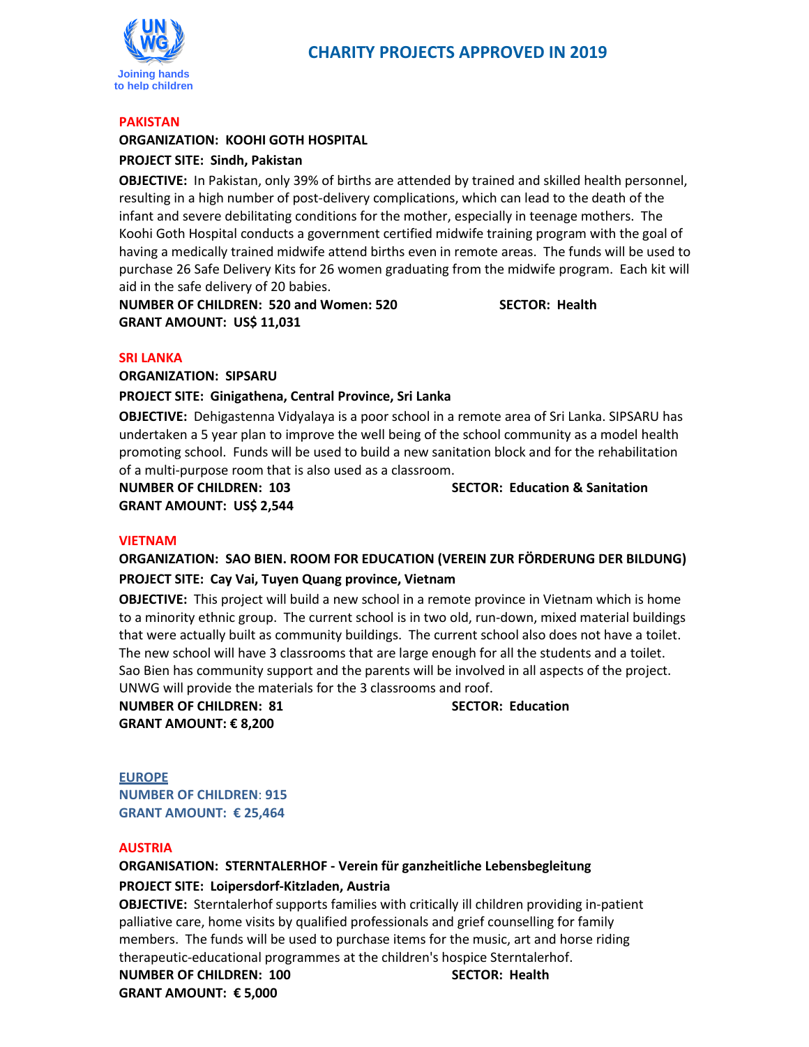# CHARITY PROJECTS APPROVED IN 2019

## PAKISTAN

**ORGANIZATION: KOOHI GOTH HOSPITAL**

**PROJECT SITE: Sindh, Pakistan**

**OBJECTIVE:** In Pakistan, only 39% of births are attended by trained and skilled health personnel, resulting in a high number of post-delivery complications, which can lead to the death of the infant and severe debilitating conditions for the mother, especially in teenage mothers. The Koohi Goth Hospital conducts a government certified midwife training program with the goal of having a medically trained midwife attend births even in remote areas. The funds will be used to purchase 26 Safe Delivery Kits for 26 women graduating from the midwife program. Each kit will aid in the safe delivery of 20 babies.

**NUMBER OF CHILDREN: 520 and Women: 520** **SECTOR: Health**

**GRANT AMOUNT: US$ 11,031**

## SRI LANKA

**ORGANIZATION: SIPSARU**

**PROJECT SITE: Ginigathena, Central Province, Sri Lanka**

**OBJECTIVE:** Dehigastenna Vidyalaya is a poor school in a remote area of Sri Lanka. SIPSARU has undertaken a 5 year plan to improve the well being of the school community as a model health promoting school. Funds will be used to build a new sanitation block and for the rehabilitation of a multi-purpose room that is also used as a classroom.

**NUMBER OF CHILDREN: 103** **SECTOR: Education & Sanitation**

**GRANT AMOUNT: US$ 2,544**

## VIETNAM

**ORGANIZATION: SAO BIEN. ROOM FOR EDUCATION (VEREIN ZUR FÖRDERUNG DER BILDUNG)**

**PROJECT SITE: Cay Vai, Tuyen Quang province, Vietnam**

**OBJECTIVE:** This project will build a new school in a remote province in Vietnam which is home to a minority ethnic group. The current school is in two old, run-down, mixed material buildings that were actually built as community buildings. The current school also does not have a toilet. The new school will have 3 classrooms that are large enough for all the students and a toilet. Sao Bien has community support and the parents will be involved in all aspects of the project. UNWG will provide the materials for the 3 classrooms and roof.

**NUMBER OF CHILDREN: 81** **SECTOR: Education**

**GRANT AMOUNT: € 8,200**

## EUROPE

**NUMBER OF CHILDREN: 915**

**GRANT AMOUNT: € 25,464**

## AUSTRIA

**ORGANISATION: STERNTALERHOF - Verein für ganzheitliche Lebensbegleitung**

**PROJECT SITE: Loipersdorf-Kitzladen, Austria**

**OBJECTIVE:** Sterntalerhof supports families with critically ill children providing in-patient palliative care, home visits by qualified professionals and grief counselling for family members. The funds will be used to purchase items for the music, art and horse riding therapeutic-educational programmes at the children's hospice Sterntalerhof.

**NUMBER OF CHILDREN: 100** **SECTOR: Health**

**GRANT AMOUNT: € 5,000**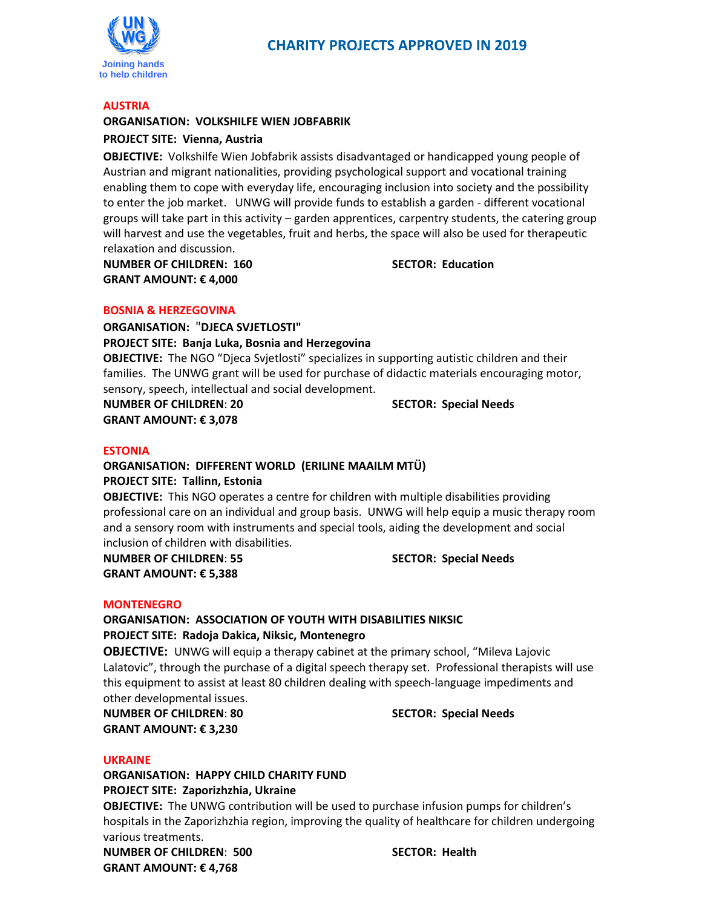# CHARITY PROJECTS APPROVED IN 2019

## AUSTRIA

**ORGANISATION: VOLKSHILFE WIEN JOBFABRIK**

**PROJECT SITE: Vienna, Austria**

**OBJECTIVE:** Volkshilfe Wien Jobfabrik assists disadvantaged or handicapped young people of Austrian and migrant nationalities, providing psychological support and vocational training enabling them to cope with everyday life, encouraging inclusion into society and the possibility to enter the job market. UNWG will provide funds to establish a garden - different vocational groups will take part in this activity – garden apprentices, carpentry students, the catering group will harvest and use the vegetables, fruit and herbs, the space will also be used for therapeutic relaxation and discussion.

**NUMBER OF CHILDREN: 160** **SECTOR: Education**

**GRANT AMOUNT: € 4,000**

## BOSNIA & HERZEGOVINA

**ORGANISATION: "DJECA SVJETLOSTI"**

**PROJECT SITE: Banja Luka, Bosnia and Herzegovina**

**OBJECTIVE:** The NGO "Djeca Svjetlosti" specializes in supporting autistic children and their families. The UNWG grant will be used for purchase of didactic materials encouraging motor, sensory, speech, intellectual and social development.

**NUMBER OF CHILDREN: 20** **SECTOR: Special Needs**

**GRANT AMOUNT: € 3,078**

## ESTONIA

**ORGANISATION: DIFFERENT WORLD (ERILINE MAAILM MTÜ)**

**PROJECT SITE: Tallinn, Estonia**

**OBJECTIVE:** This NGO operates a centre for children with multiple disabilities providing professional care on an individual and group basis. UNWG will help equip a music therapy room and a sensory room with instruments and special tools, aiding the development and social inclusion of children with disabilities.

**NUMBER OF CHILDREN: 55** **SECTOR: Special Needs**

**GRANT AMOUNT: € 5,388**

## MONTENEGRO

**ORGANISATION: ASSOCIATION OF YOUTH WITH DISABILITIES NIKSIC**

**PROJECT SITE: Radoja Dakica, Niksic, Montenegro**

**OBJECTIVE:** UNWG will equip a therapy cabinet at the primary school, "Mileva Lajovic Lalatovic", through the purchase of a digital speech therapy set. Professional therapists will use this equipment to assist at least 80 children dealing with speech-language impediments and other developmental issues.

**NUMBER OF CHILDREN: 80** **SECTOR: Special Needs**

**GRANT AMOUNT: € 3,230**

## UKRAINE

**ORGANISATION: HAPPY CHILD CHARITY FUND**

**PROJECT SITE: Zaporizhzhia, Ukraine**

**OBJECTIVE:** The UNWG contribution will be used to purchase infusion pumps for children's hospitals in the Zaporizhzhia region, improving the quality of healthcare for children undergoing various treatments.

**NUMBER OF CHILDREN: 500** **SECTOR: Health**

**GRANT AMOUNT: € 4,768**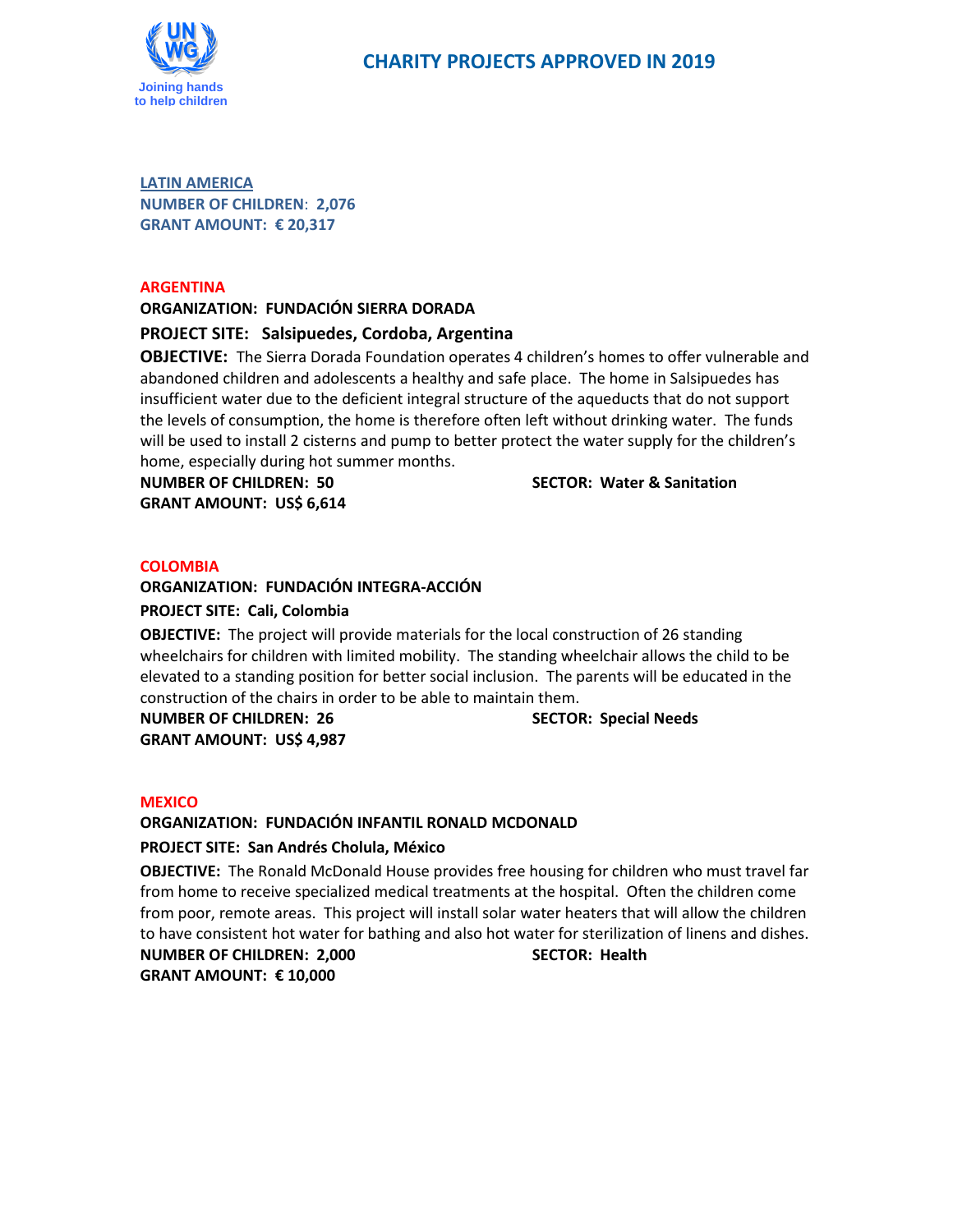Joining hands to help children

# CHARITY PROJECTS APPROVED IN 2019

## LATIN AMERICA

**NUMBER OF CHILDREN: 2,076**
**GRANT AMOUNT: € 20,317**

### ARGENTINA

**ORGANIZATION: FUNDACIÓN SIERRA DORADA**

**PROJECT SITE: Salsipuedes, Cordoba, Argentina**

**OBJECTIVE:** The Sierra Dorada Foundation operates 4 children's homes to offer vulnerable and abandoned children and adolescents a healthy and safe place. The home in Salsipuedes has insufficient water due to the deficient integral structure of the aqueducts that do not support the levels of consumption, the home is therefore often left without drinking water. The funds will be used to install 2 cisterns and pump to better protect the water supply for the children's home, especially during hot summer months.

**NUMBER OF CHILDREN: 50** **SECTOR: Water & Sanitation**
**GRANT AMOUNT: US$ 6,614**

### COLOMBIA

**ORGANIZATION: FUNDACIÓN INTEGRA-ACCIÓN**

**PROJECT SITE: Cali, Colombia**

**OBJECTIVE:** The project will provide materials for the local construction of 26 standing wheelchairs for children with limited mobility. The standing wheelchair allows the child to be elevated to a standing position for better social inclusion. The parents will be educated in the construction of the chairs in order to be able to maintain them.

**NUMBER OF CHILDREN: 26** **SECTOR: Special Needs**
**GRANT AMOUNT: US$ 4,987**

### MEXICO

**ORGANIZATION: FUNDACIÓN INFANTIL RONALD MCDONALD**

**PROJECT SITE: San Andrés Cholula, México**

**OBJECTIVE:** The Ronald McDonald House provides free housing for children who must travel far from home to receive specialized medical treatments at the hospital. Often the children come from poor, remote areas. This project will install solar water heaters that will allow the children to have consistent hot water for bathing and also hot water for sterilization of linens and dishes.

**NUMBER OF CHILDREN: 2,000** **SECTOR: Health**
**GRANT AMOUNT: € 10,000**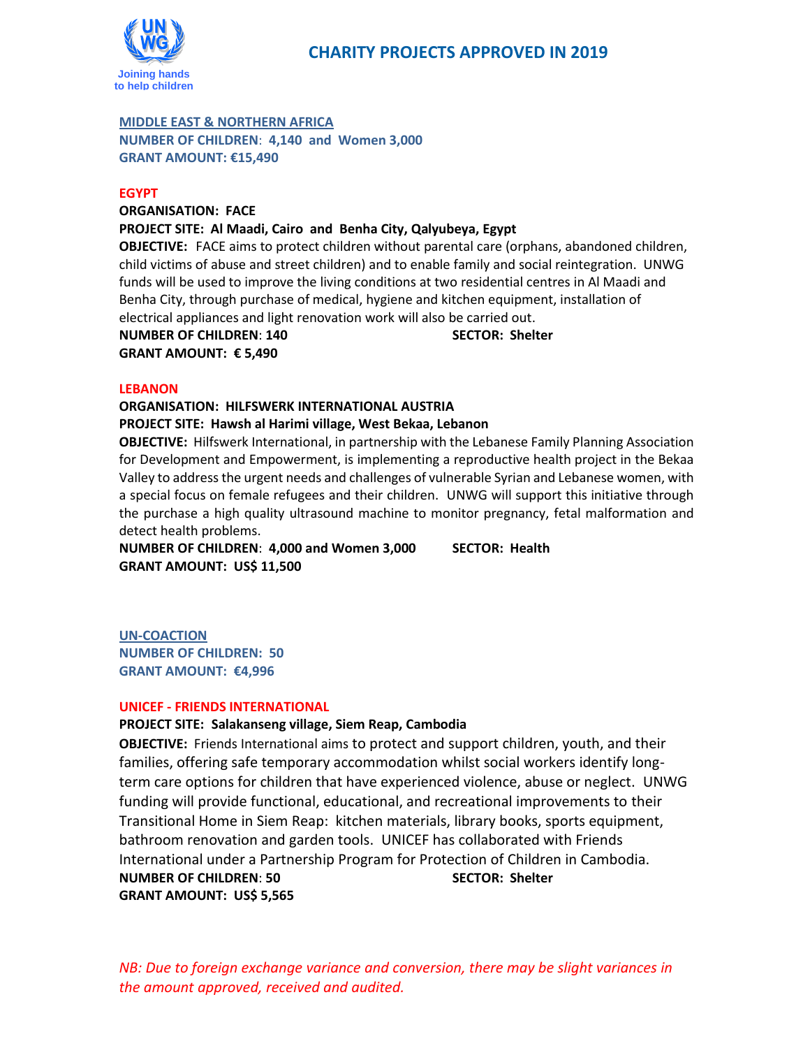Joining hands to help children

# CHARITY PROJECTS APPROVED IN 2019

## MIDDLE EAST & NORTHERN AFRICA

**NUMBER OF CHILDREN: 4,140 and Women 3,000**
**GRANT AMOUNT: €15,490**

### EGYPT

**ORGANISATION: FACE**

**PROJECT SITE: Al Maadi, Cairo and Benha City, Qalyubeya, Egypt**

**OBJECTIVE:** FACE aims to protect children without parental care (orphans, abandoned children, child victims of abuse and street children) and to enable family and social reintegration. UNWG funds will be used to improve the living conditions at two residential centres in Al Maadi and Benha City, through purchase of medical, hygiene and kitchen equipment, installation of electrical appliances and light renovation work will also be carried out.

**NUMBER OF CHILDREN: 140** **SECTOR: Shelter**
**GRANT AMOUNT: € 5,490**

### LEBANON

**ORGANISATION: HILFSWERK INTERNATIONAL AUSTRIA**

**PROJECT SITE: Hawsh al Harimi village, West Bekaa, Lebanon**

**OBJECTIVE:** Hilfswerk International, in partnership with the Lebanese Family Planning Association for Development and Empowerment, is implementing a reproductive health project in the Bekaa Valley to address the urgent needs and challenges of vulnerable Syrian and Lebanese women, with a special focus on female refugees and their children. UNWG will support this initiative through the purchase a high quality ultrasound machine to monitor pregnancy, fetal malformation and detect health problems.

**NUMBER OF CHILDREN: 4,000 and Women 3,000** **SECTOR: Health**
**GRANT AMOUNT: US$ 11,500**

## UN-COACTION

**NUMBER OF CHILDREN: 50**
**GRANT AMOUNT: €4,996**

### UNICEF - FRIENDS INTERNATIONAL

**PROJECT SITE: Salakanseng village, Siem Reap, Cambodia**

**OBJECTIVE:** Friends International aims to protect and support children, youth, and their families, offering safe temporary accommodation whilst social workers identify long-term care options for children that have experienced violence, abuse or neglect. UNWG funding will provide functional, educational, and recreational improvements to their Transitional Home in Siem Reap: kitchen materials, library books, sports equipment, bathroom renovation and garden tools. UNICEF has collaborated with Friends International under a Partnership Program for Protection of Children in Cambodia.

**NUMBER OF CHILDREN: 50** **SECTOR: Shelter**
**GRANT AMOUNT: US$ 5,565**

*NB: Due to foreign exchange variance and conversion, there may be slight variances in the amount approved, received and audited.*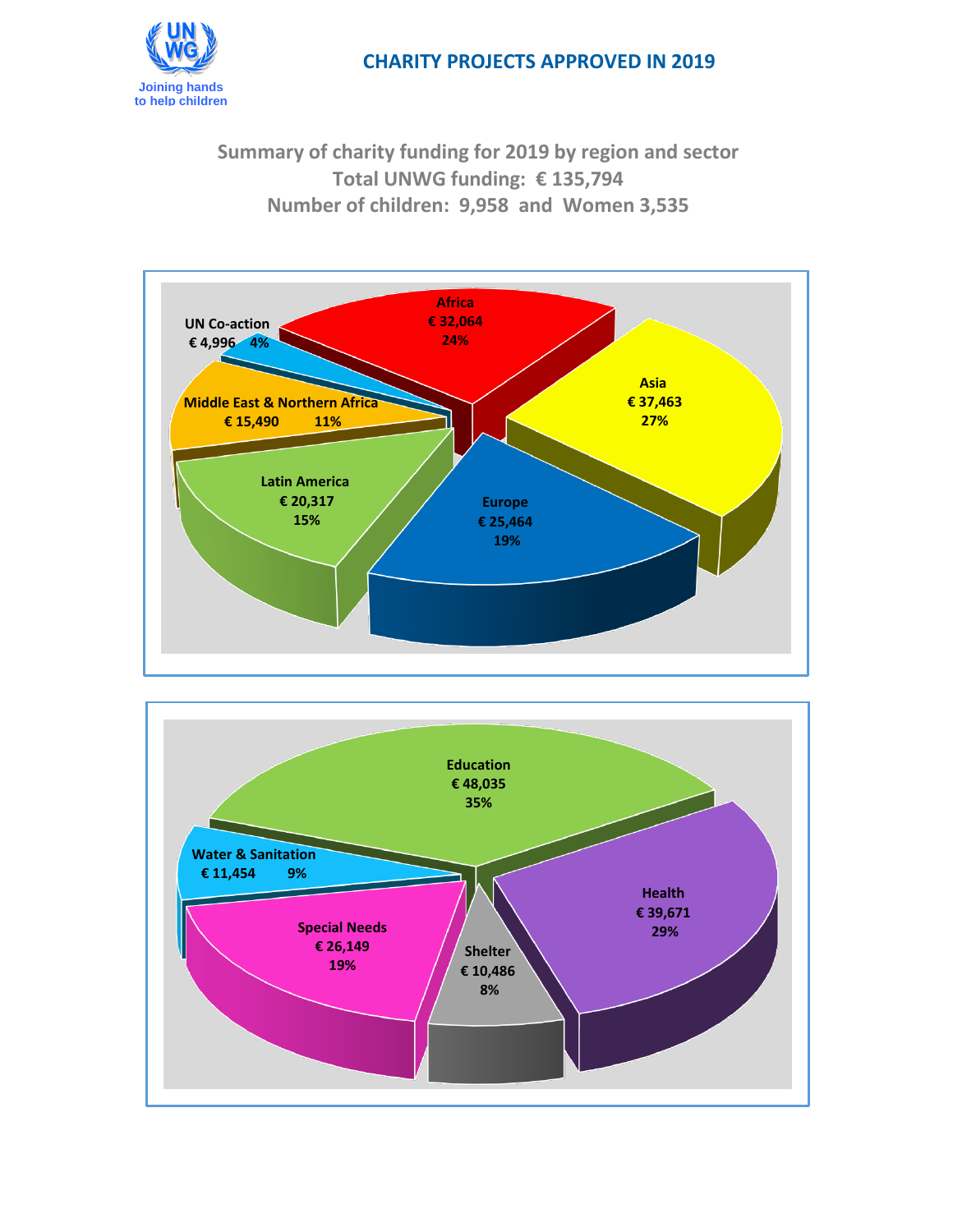UN WG
Joining hands
to help children

# CHARITY PROJECTS APPROVED IN 2019

## Summary of charity funding for 2019 by region and sector
## Total UNWG funding: € 135,794
## Number of children: 9,958 and Women 3,535

Africa
€ 32,064
24%

Asia
€ 37,463
27%

Europe
€ 25,464
19%

Latin America
€ 20,317
15%

Middle East & Northern Africa
€ 15,490 11%

UN Co-action
€ 4,996 4%

Education
€ 48,035
35%

Health
€ 39,671
29%

Shelter
€ 10,486
8%

Special Needs
€ 26,149
19%

Water & Sanitation
€ 11,454 9%